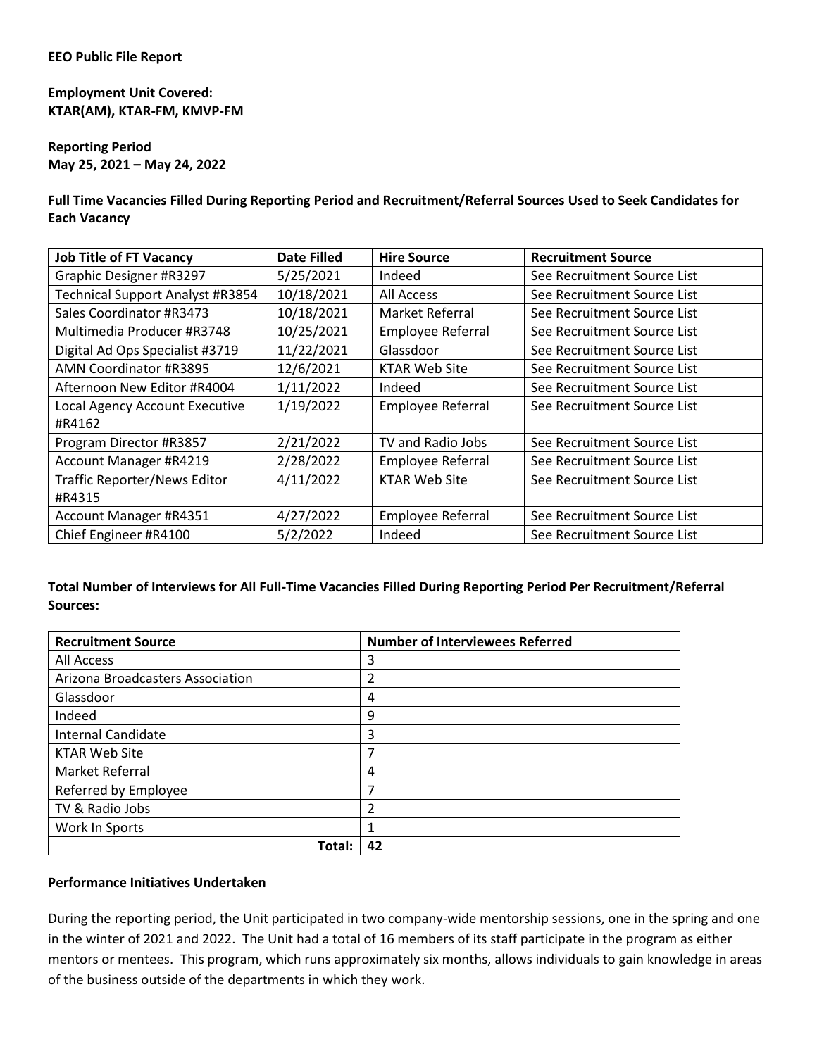**EEO Public File Report**

**Employment Unit Covered:**
**KTAR(AM), KTAR-FM, KMVP-FM**

**Reporting Period**
**May 25, 2021 – May 24, 2022**

**Full Time Vacancies Filled During Reporting Period and Recruitment/Referral Sources Used to Seek Candidates for Each Vacancy**

| Job Title of FT Vacancy | Date Filled | Hire Source | Recruitment Source |
|---|---|---|---|
| Graphic Designer #R3297 | 5/25/2021 | Indeed | See Recruitment Source List |
| Technical Support Analyst #R3854 | 10/18/2021 | All Access | See Recruitment Source List |
| Sales Coordinator #R3473 | 10/18/2021 | Market Referral | See Recruitment Source List |
| Multimedia Producer #R3748 | 10/25/2021 | Employee Referral | See Recruitment Source List |
| Digital Ad Ops Specialist #3719 | 11/22/2021 | Glassdoor | See Recruitment Source List |
| AMN Coordinator #R3895 | 12/6/2021 | KTAR Web Site | See Recruitment Source List |
| Afternoon New Editor #R4004 | 1/11/2022 | Indeed | See Recruitment Source List |
| Local Agency Account Executive #R4162 | 1/19/2022 | Employee Referral | See Recruitment Source List |
| Program Director #R3857 | 2/21/2022 | TV and Radio Jobs | See Recruitment Source List |
| Account Manager #R4219 | 2/28/2022 | Employee Referral | See Recruitment Source List |
| Traffic Reporter/News Editor #R4315 | 4/11/2022 | KTAR Web Site | See Recruitment Source List |
| Account Manager #R4351 | 4/27/2022 | Employee Referral | See Recruitment Source List |
| Chief Engineer #R4100 | 5/2/2022 | Indeed | See Recruitment Source List |

**Total Number of Interviews for All Full-Time Vacancies Filled During Reporting Period Per Recruitment/Referral Sources:**

| Recruitment Source | Number of Interviewees Referred |
|---|---|
| All Access | 3 |
| Arizona Broadcasters Association | 2 |
| Glassdoor | 4 |
| Indeed | 9 |
| Internal Candidate | 3 |
| KTAR Web Site | 7 |
| Market Referral | 4 |
| Referred by Employee | 7 |
| TV & Radio Jobs | 2 |
| Work In Sports | 1 |
| **Total:** | **42** |

**Performance Initiatives Undertaken**

During the reporting period, the Unit participated in two company-wide mentorship sessions, one in the spring and one in the winter of 2021 and 2022. The Unit had a total of 16 members of its staff participate in the program as either mentors or mentees. This program, which runs approximately six months, allows individuals to gain knowledge in areas of the business outside of the departments in which they work.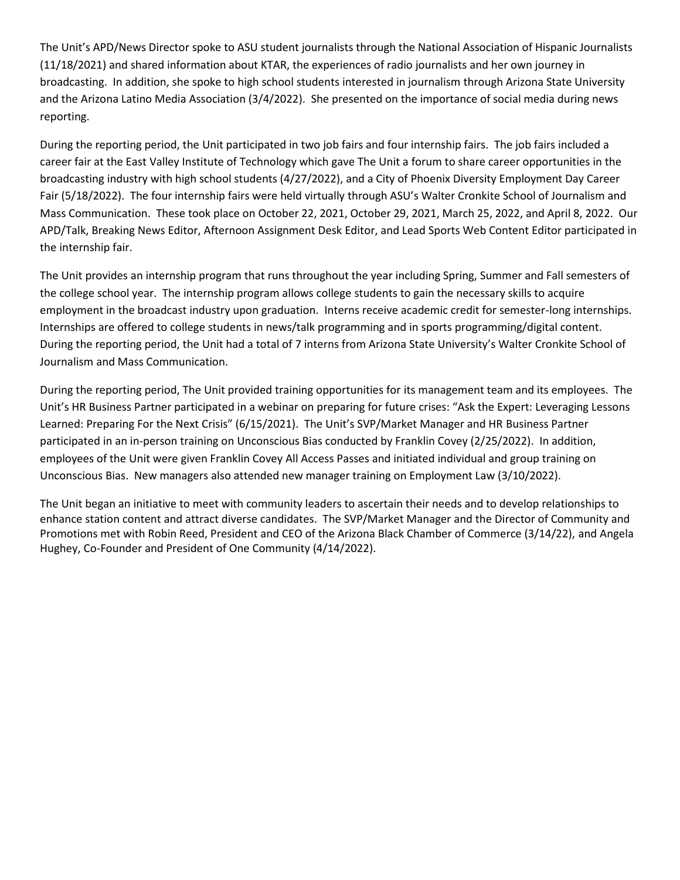The Unit's APD/News Director spoke to ASU student journalists through the National Association of Hispanic Journalists (11/18/2021) and shared information about KTAR, the experiences of radio journalists and her own journey in broadcasting. In addition, she spoke to high school students interested in journalism through Arizona State University and the Arizona Latino Media Association (3/4/2022). She presented on the importance of social media during news reporting.

During the reporting period, the Unit participated in two job fairs and four internship fairs. The job fairs included a career fair at the East Valley Institute of Technology which gave The Unit a forum to share career opportunities in the broadcasting industry with high school students (4/27/2022), and a City of Phoenix Diversity Employment Day Career Fair (5/18/2022). The four internship fairs were held virtually through ASU's Walter Cronkite School of Journalism and Mass Communication. These took place on October 22, 2021, October 29, 2021, March 25, 2022, and April 8, 2022. Our APD/Talk, Breaking News Editor, Afternoon Assignment Desk Editor, and Lead Sports Web Content Editor participated in the internship fair.

The Unit provides an internship program that runs throughout the year including Spring, Summer and Fall semesters of the college school year. The internship program allows college students to gain the necessary skills to acquire employment in the broadcast industry upon graduation. Interns receive academic credit for semester-long internships. Internships are offered to college students in news/talk programming and in sports programming/digital content. During the reporting period, the Unit had a total of 7 interns from Arizona State University's Walter Cronkite School of Journalism and Mass Communication.

During the reporting period, The Unit provided training opportunities for its management team and its employees. The Unit's HR Business Partner participated in a webinar on preparing for future crises: "Ask the Expert: Leveraging Lessons Learned: Preparing For the Next Crisis" (6/15/2021). The Unit's SVP/Market Manager and HR Business Partner participated in an in-person training on Unconscious Bias conducted by Franklin Covey (2/25/2022). In addition, employees of the Unit were given Franklin Covey All Access Passes and initiated individual and group training on Unconscious Bias. New managers also attended new manager training on Employment Law (3/10/2022).

The Unit began an initiative to meet with community leaders to ascertain their needs and to develop relationships to enhance station content and attract diverse candidates. The SVP/Market Manager and the Director of Community and Promotions met with Robin Reed, President and CEO of the Arizona Black Chamber of Commerce (3/14/22), and Angela Hughey, Co-Founder and President of One Community (4/14/2022).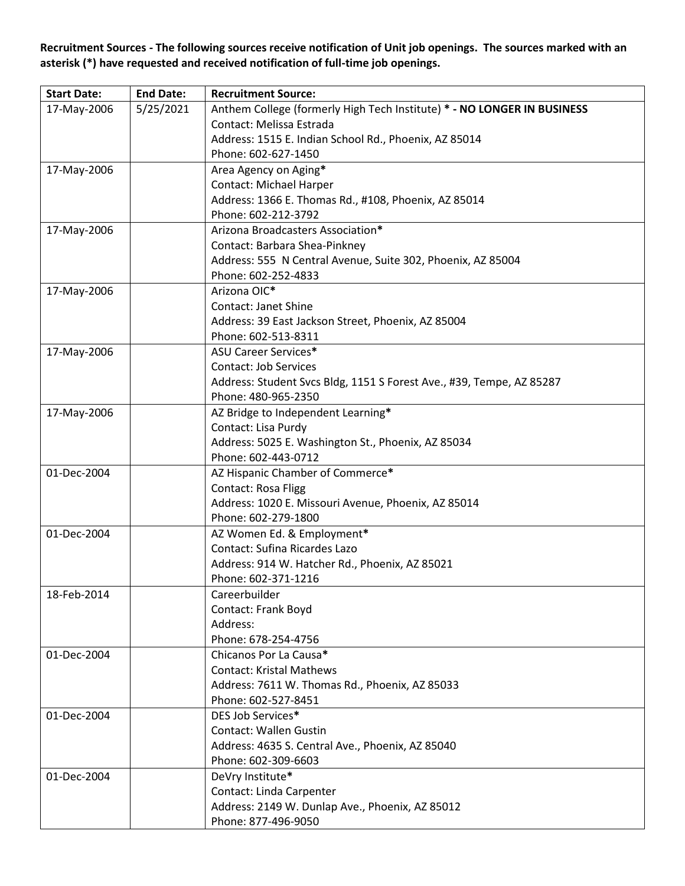**Recruitment Sources - The following sources receive notification of Unit job openings. The sources marked with an asterisk (*) have requested and received notification of full-time job openings.**

| Start Date: | End Date: | Recruitment Source: |
|---|---|---|
| 17-May-2006 | 5/25/2021 | Anthem College (formerly High Tech Institute) * **- NO LONGER IN BUSINESS**<br>Contact: Melissa Estrada<br>Address: 1515 E. Indian School Rd., Phoenix, AZ 85014<br>Phone: 602-627-1450 |
| 17-May-2006 | | Area Agency on Aging*<br>Contact: Michael Harper<br>Address: 1366 E. Thomas Rd., #108, Phoenix, AZ 85014<br>Phone: 602-212-3792 |
| 17-May-2006 | | Arizona Broadcasters Association*<br>Contact: Barbara Shea-Pinkney<br>Address: 555 N Central Avenue, Suite 302, Phoenix, AZ 85004<br>Phone: 602-252-4833 |
| 17-May-2006 | | Arizona OIC*<br>Contact: Janet Shine<br>Address: 39 East Jackson Street, Phoenix, AZ 85004<br>Phone: 602-513-8311 |
| 17-May-2006 | | ASU Career Services*<br>Contact: Job Services<br>Address: Student Svcs Bldg, 1151 S Forest Ave., #39, Tempe, AZ 85287<br>Phone: 480-965-2350 |
| 17-May-2006 | | AZ Bridge to Independent Learning*<br>Contact: Lisa Purdy<br>Address: 5025 E. Washington St., Phoenix, AZ 85034<br>Phone: 602-443-0712 |
| 01-Dec-2004 | | AZ Hispanic Chamber of Commerce*<br>Contact: Rosa Fligg<br>Address: 1020 E. Missouri Avenue, Phoenix, AZ 85014<br>Phone: 602-279-1800 |
| 01-Dec-2004 | | AZ Women Ed. & Employment*<br>Contact: Sufina Ricardes Lazo<br>Address: 914 W. Hatcher Rd., Phoenix, AZ 85021<br>Phone: 602-371-1216 |
| 18-Feb-2014 | | Careerbuilder<br>Contact: Frank Boyd<br>Address:<br>Phone: 678-254-4756 |
| 01-Dec-2004 | | Chicanos Por La Causa*<br>Contact: Kristal Mathews<br>Address: 7611 W. Thomas Rd., Phoenix, AZ 85033<br>Phone: 602-527-8451 |
| 01-Dec-2004 | | DES Job Services*<br>Contact: Wallen Gustin<br>Address: 4635 S. Central Ave., Phoenix, AZ 85040<br>Phone: 602-309-6603 |
| 01-Dec-2004 | | DeVry Institute*<br>Contact: Linda Carpenter<br>Address: 2149 W. Dunlap Ave., Phoenix, AZ 85012<br>Phone: 877-496-9050 |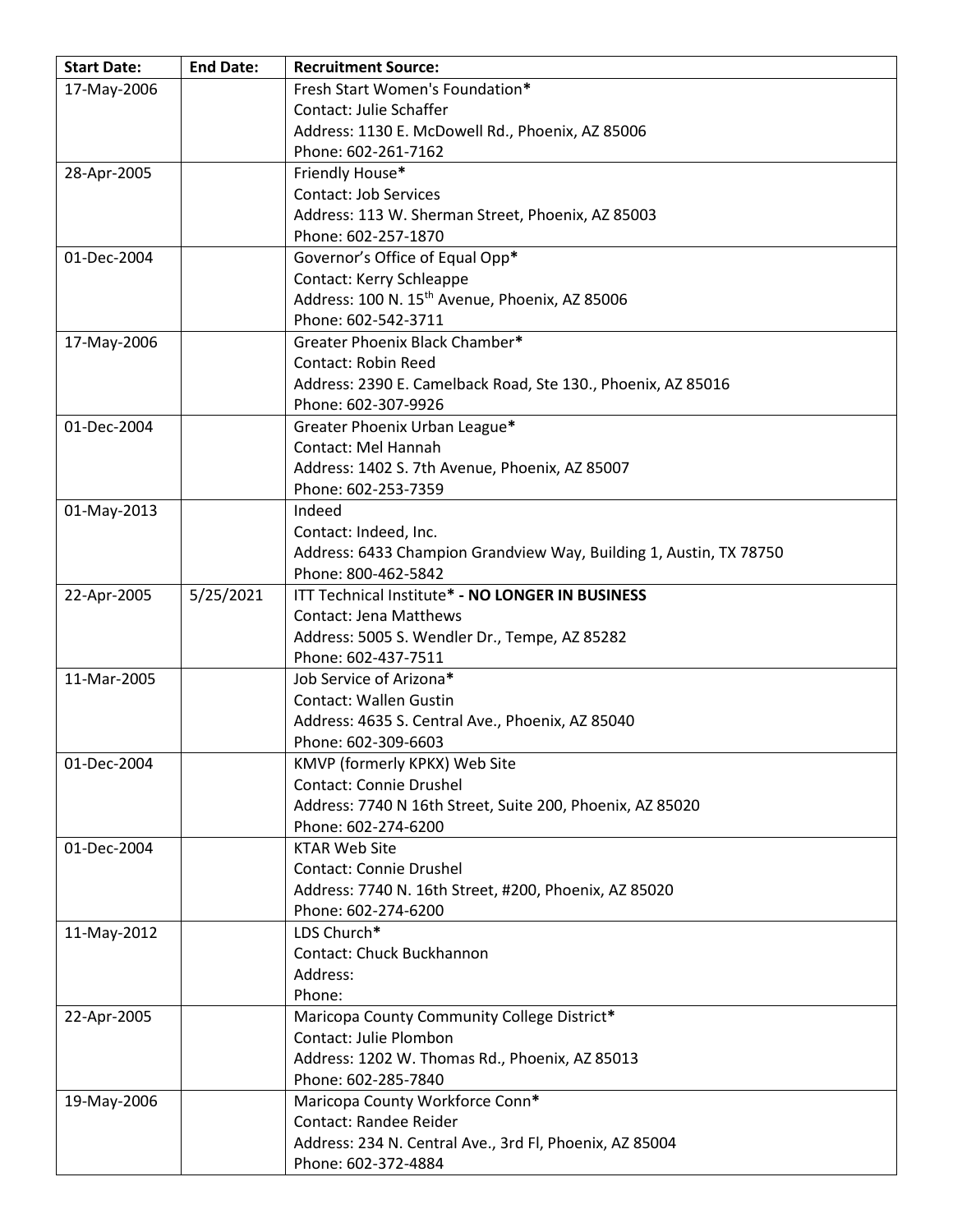| Start Date: | End Date: | Recruitment Source: |
|---|---|---|
| 17-May-2006 | | Fresh Start Women's Foundation*<br>Contact: Julie Schaffer<br>Address: 1130 E. McDowell Rd., Phoenix, AZ 85006<br>Phone: 602-261-7162 |
| 28-Apr-2005 | | Friendly House*<br>Contact: Job Services<br>Address: 113 W. Sherman Street, Phoenix, AZ 85003<br>Phone: 602-257-1870 |
| 01-Dec-2004 | | Governor's Office of Equal Opp*<br>Contact: Kerry Schleappe<br>Address: 100 N. 15th Avenue, Phoenix, AZ 85006<br>Phone: 602-542-3711 |
| 17-May-2006 | | Greater Phoenix Black Chamber*<br>Contact: Robin Reed<br>Address: 2390 E. Camelback Road, Ste 130., Phoenix, AZ 85016<br>Phone: 602-307-9926 |
| 01-Dec-2004 | | Greater Phoenix Urban League*<br>Contact: Mel Hannah<br>Address: 1402 S. 7th Avenue, Phoenix, AZ 85007<br>Phone: 602-253-7359 |
| 01-May-2013 | | Indeed<br>Contact: Indeed, Inc.<br>Address: 6433 Champion Grandview Way, Building 1, Austin, TX 78750<br>Phone: 800-462-5842 |
| 22-Apr-2005 | 5/25/2021 | ITT Technical Institute* **- NO LONGER IN BUSINESS**<br>Contact: Jena Matthews<br>Address: 5005 S. Wendler Dr., Tempe, AZ 85282<br>Phone: 602-437-7511 |
| 11-Mar-2005 | | Job Service of Arizona*<br>Contact: Wallen Gustin<br>Address: 4635 S. Central Ave., Phoenix, AZ 85040<br>Phone: 602-309-6603 |
| 01-Dec-2004 | | KMVP (formerly KPKX) Web Site<br>Contact: Connie Drushel<br>Address: 7740 N 16th Street, Suite 200, Phoenix, AZ 85020<br>Phone: 602-274-6200 |
| 01-Dec-2004 | | KTAR Web Site<br>Contact: Connie Drushel<br>Address: 7740 N. 16th Street, #200, Phoenix, AZ 85020<br>Phone: 602-274-6200 |
| 11-May-2012 | | LDS Church*<br>Contact: Chuck Buckhannon<br>Address:<br>Phone: |
| 22-Apr-2005 | | Maricopa County Community College District*<br>Contact: Julie Plombon<br>Address: 1202 W. Thomas Rd., Phoenix, AZ 85013<br>Phone: 602-285-7840 |
| 19-May-2006 | | Maricopa County Workforce Conn*<br>Contact: Randee Reider<br>Address: 234 N. Central Ave., 3rd Fl, Phoenix, AZ 85004<br>Phone: 602-372-4884 |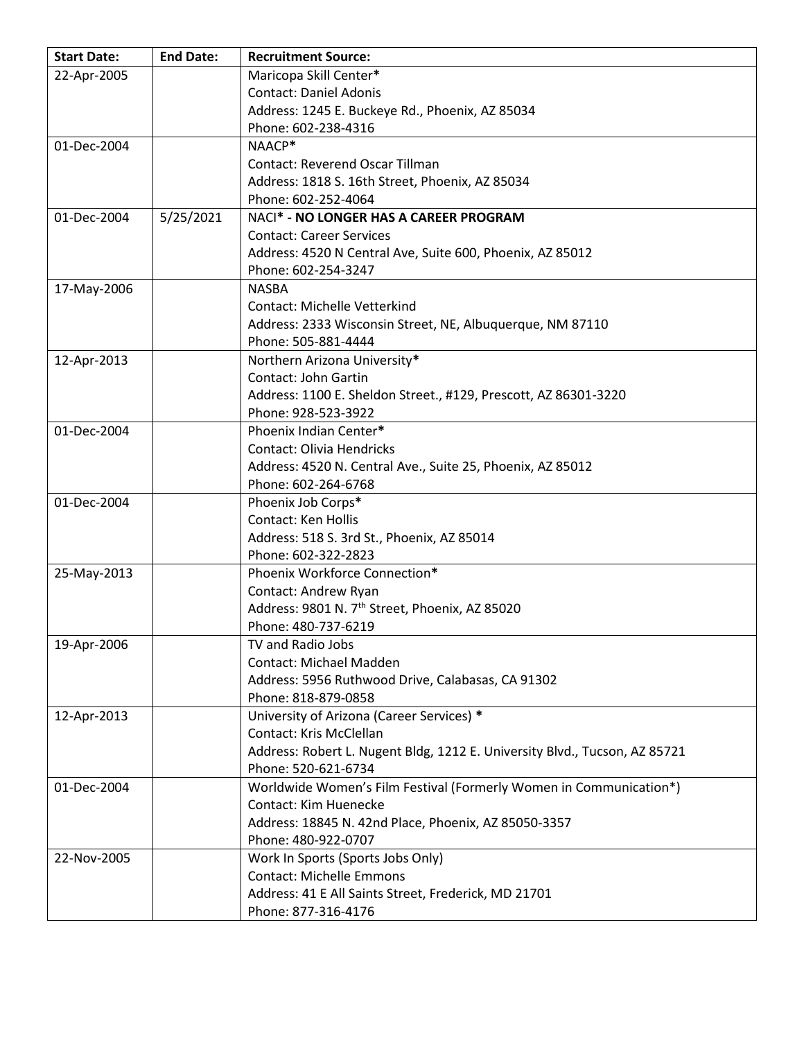| Start Date: | End Date: | Recruitment Source: |
|---|---|---|
| 22-Apr-2005 | | Maricopa Skill Center*<br>Contact: Daniel Adonis<br>Address: 1245 E. Buckeye Rd., Phoenix, AZ 85034<br>Phone: 602-238-4316 |
| 01-Dec-2004 | | NAACP*<br>Contact: Reverend Oscar Tillman<br>Address: 1818 S. 16th Street, Phoenix, AZ 85034<br>Phone: 602-252-4064 |
| 01-Dec-2004 | 5/25/2021 | NACI* **- NO LONGER HAS A CAREER PROGRAM**<br>Contact: Career Services<br>Address: 4520 N Central Ave, Suite 600, Phoenix, AZ 85012<br>Phone: 602-254-3247 |
| 17-May-2006 | | NASBA<br>Contact: Michelle Vetterkind<br>Address: 2333 Wisconsin Street, NE, Albuquerque, NM 87110<br>Phone: 505-881-4444 |
| 12-Apr-2013 | | Northern Arizona University*<br>Contact: John Gartin<br>Address: 1100 E. Sheldon Street., #129, Prescott, AZ 86301-3220<br>Phone: 928-523-3922 |
| 01-Dec-2004 | | Phoenix Indian Center*<br>Contact: Olivia Hendricks<br>Address: 4520 N. Central Ave., Suite 25, Phoenix, AZ 85012<br>Phone: 602-264-6768 |
| 01-Dec-2004 | | Phoenix Job Corps*<br>Contact: Ken Hollis<br>Address: 518 S. 3rd St., Phoenix, AZ 85014<br>Phone: 602-322-2823 |
| 25-May-2013 | | Phoenix Workforce Connection*<br>Contact: Andrew Ryan<br>Address: 9801 N. 7th Street, Phoenix, AZ 85020<br>Phone: 480-737-6219 |
| 19-Apr-2006 | | TV and Radio Jobs<br>Contact: Michael Madden<br>Address: 5956 Ruthwood Drive, Calabasas, CA 91302<br>Phone: 818-879-0858 |
| 12-Apr-2013 | | University of Arizona (Career Services) *<br>Contact: Kris McClellan<br>Address: Robert L. Nugent Bldg, 1212 E. University Blvd., Tucson, AZ 85721<br>Phone: 520-621-6734 |
| 01-Dec-2004 | | Worldwide Women's Film Festival (Formerly Women in Communication*)<br>Contact: Kim Huenecke<br>Address: 18845 N. 42nd Place, Phoenix, AZ 85050-3357<br>Phone: 480-922-0707 |
| 22-Nov-2005 | | Work In Sports (Sports Jobs Only)<br>Contact: Michelle Emmons<br>Address: 41 E All Saints Street, Frederick, MD 21701<br>Phone: 877-316-4176 |